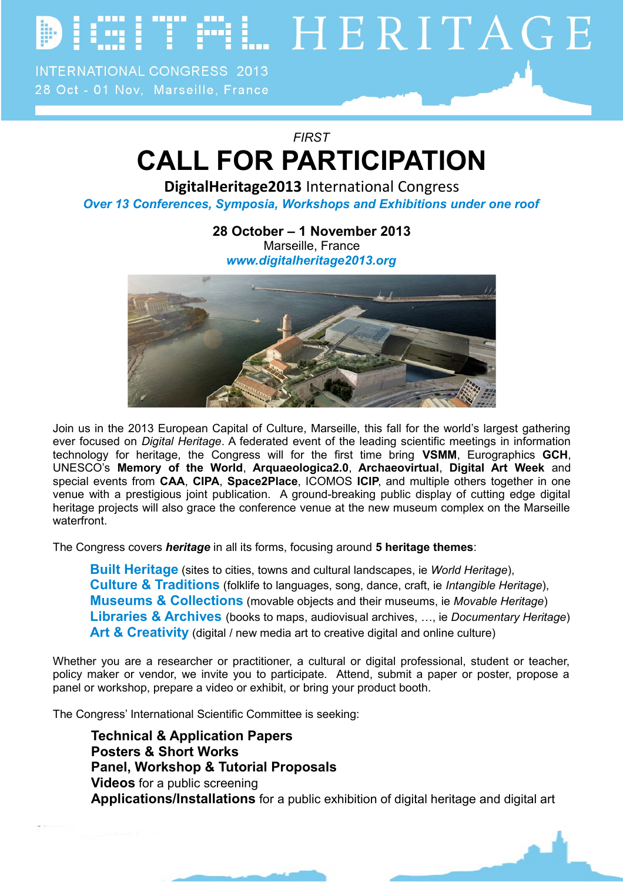DIGITAL HERITAGE

INTERNATIONAL CONGRESS 2013
28 Oct - 01 Nov, Marseille, France

*FIRST*

# CALL FOR PARTICIPATION

**DigitalHeritage2013** International Congress

***Over 13 Conferences, Symposia, Workshops and Exhibitions under one roof***

**28 October – 1 November 2013**
Marseille, France
***www.digitalheritage2013.org***

Join us in the 2013 European Capital of Culture, Marseille, this fall for the world's largest gathering ever focused on *Digital Heritage*. A federated event of the leading scientific meetings in information technology for heritage, the Congress will for the first time bring **VSMM**, Eurographics **GCH**, UNESCO's **Memory of the World**, **Arquaeologica2.0**, **Archaeovirtual**, **Digital Art Week** and special events from **CAA**, **CIPA**, **Space2Place**, ICOMOS **ICIP**, and multiple others together in one venue with a prestigious joint publication. A ground-breaking public display of cutting edge digital heritage projects will also grace the conference venue at the new museum complex on the Marseille waterfront.

The Congress covers ***heritage*** in all its forms, focusing around **5 heritage themes**:

- **Built Heritage** (sites to cities, towns and cultural landscapes, ie *World Heritage*),
- **Culture & Traditions** (folklife to languages, song, dance, craft, ie *Intangible Heritage*),
- **Museums & Collections** (movable objects and their museums, ie *Movable Heritage*)
- **Libraries & Archives** (books to maps, audiovisual archives, …, ie *Documentary Heritage*)
- **Art & Creativity** (digital / new media art to creative digital and online culture)

Whether you are a researcher or practitioner, a cultural or digital professional, student or teacher, policy maker or vendor, we invite you to participate. Attend, submit a paper or poster, propose a panel or workshop, prepare a video or exhibit, or bring your product booth.

The Congress' International Scientific Committee is seeking:

- **Technical & Application Papers**
- **Posters & Short Works**
- **Panel, Workshop & Tutorial Proposals**
- **Videos** for a public screening
- **Applications/Installations** for a public exhibition of digital heritage and digital art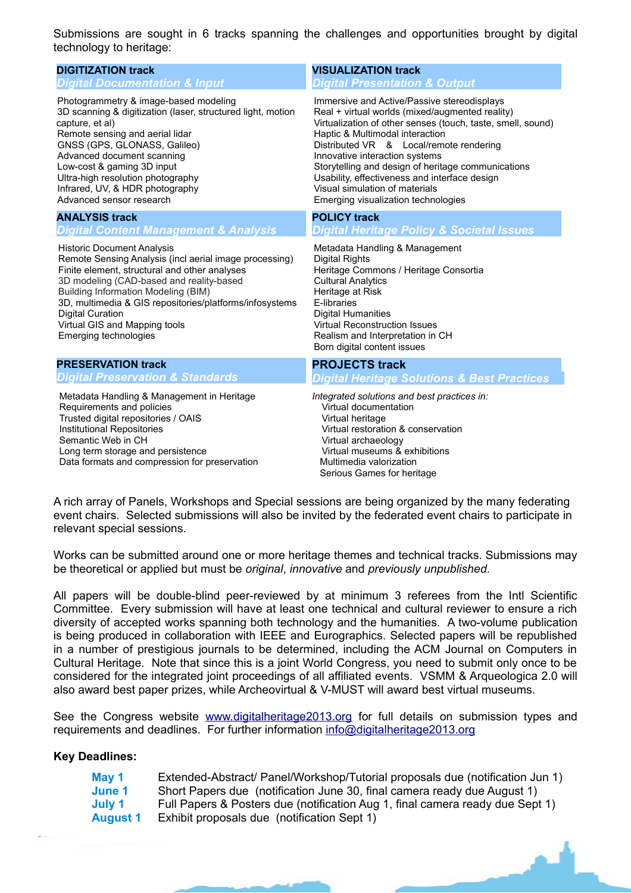Submissions are sought in 6 tracks spanning the challenges and opportunities brought by digital technology to heritage:

**DIGITIZATION track**
***Digital Documentation & Input***

Photogrammetry & image-based modeling
3D scanning & digitization (laser, structured light, motion capture, et al)
Remote sensing and aerial lidar
GNSS (GPS, GLONASS, Galileo)
Advanced document scanning
Low-cost & gaming 3D input
Ultra-high resolution photography
Infrared, UV, & HDR photography
Advanced sensor research

**VISUALIZATION track**
***Digital Presentation & Output***

Immersive and Active/Passive stereodisplays
Real + virtual worlds (mixed/augmented reality)
Virtualization of other senses (touch, taste, smell, sound)
Haptic & Multimodal interaction
Distributed VR & Local/remote rendering
Innovative interaction systems
Storytelling and design of heritage communications
Usability, effectiveness and interface design
Visual simulation of materials
Emerging visualization technologies

**ANALYSIS track**
***Digital Content Management & Analysis***

Historic Document Analysis
Remote Sensing Analysis (incl aerial image processing)
Finite element, structural and other analyses
3D modeling (CAD-based and reality-based
Building Information Modeling (BIM)
3D, multimedia & GIS repositories/platforms/infosystems
Digital Curation
Virtual GIS and Mapping tools
Emerging technologies

**POLICY track**
***Digital Heritage Policy & Societal Issues***

Metadata Handling & Management
Digital Rights
Heritage Commons / Heritage Consortia
Cultural Analytics
Heritage at Risk
E-libraries
Digital Humanities
Virtual Reconstruction Issues
Realism and Interpretation in CH
Born digital content issues

**PRESERVATION track**
***Digital Preservation & Standards***

Metadata Handling & Management in Heritage
Requirements and policies
Trusted digital repositories / OAIS
Institutional Repositories
Semantic Web in CH
Long term storage and persistence
Data formats and compression for preservation

**PROJECTS track**
***Digital Heritage Solutions & Best Practices***

*Integrated solutions and best practices in:*
Virtual documentation
Virtual heritage
Virtual restoration & conservation
Virtual archaeology
Virtual museums & exhibitions
Multimedia valorization
Serious Games for heritage

A rich array of Panels, Workshops and Special sessions are being organized by the many federating event chairs. Selected submissions will also be invited by the federated event chairs to participate in relevant special sessions.

Works can be submitted around one or more heritage themes and technical tracks. Submissions may be theoretical or applied but must be *original*, *innovative* and *previously unpublished*.

All papers will be double-blind peer-reviewed by at minimum 3 referees from the Intl Scientific Committee. Every submission will have at least one technical and cultural reviewer to ensure a rich diversity of accepted works spanning both technology and the humanities. A two-volume publication is being produced in collaboration with IEEE and Eurographics. Selected papers will be republished in a number of prestigious journals to be determined, including the ACM Journal on Computers in Cultural Heritage. Note that since this is a joint World Congress, you need to submit only once to be considered for the integrated joint proceedings of all affiliated events. VSMM & Arqueologica 2.0 will also award best paper prizes, while Archeovirtual & V-MUST will award best virtual museums.

See the Congress website www.digitalheritage2013.org for full details on submission types and requirements and deadlines. For further information info@digitalheritage2013.org

**Key Deadlines:**

- **May 1** Extended-Abstract/ Panel/Workshop/Tutorial proposals due (notification Jun 1)
- **June 1** Short Papers due (notification June 30, final camera ready due August 1)
- **July 1** Full Papers & Posters due (notification Aug 1, final camera ready due Sept 1)
- **August 1** Exhibit proposals due (notification Sept 1)